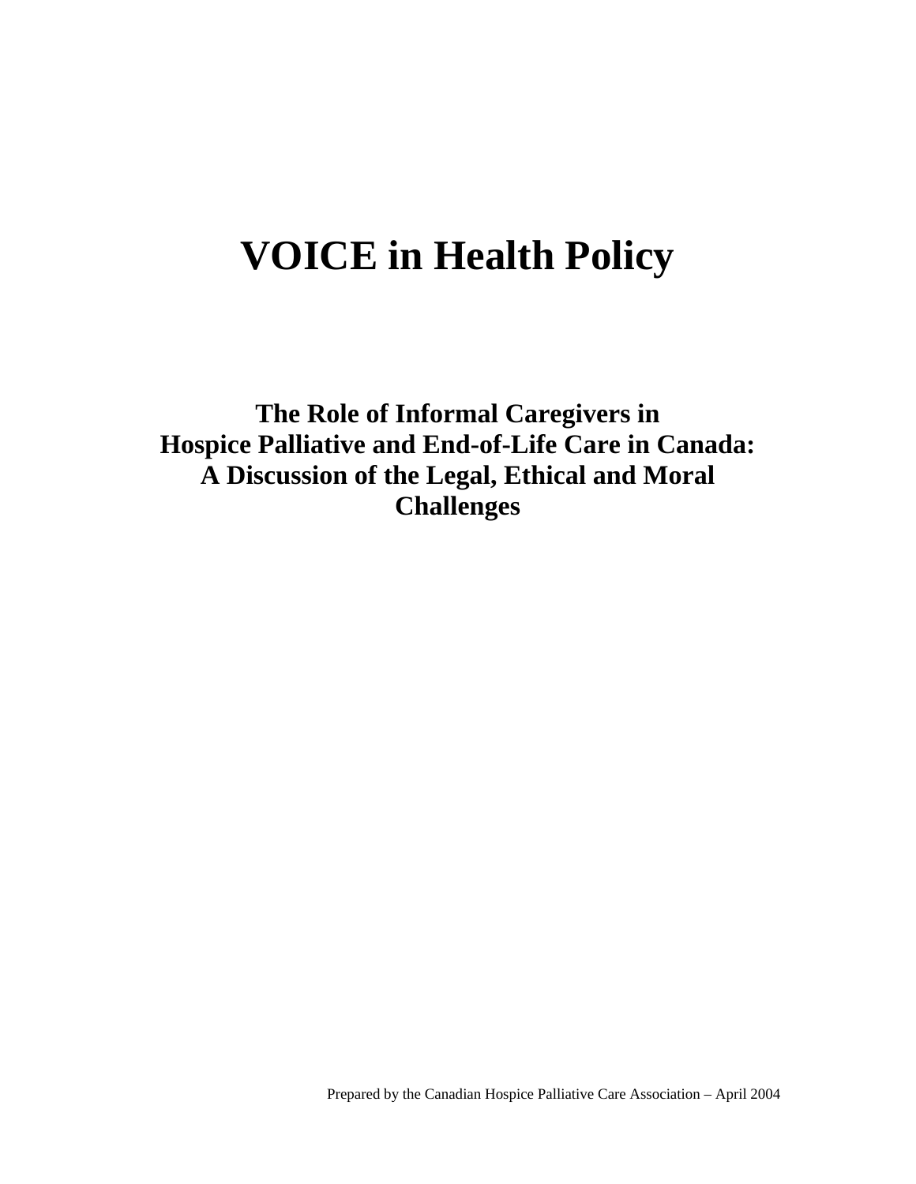# VOICE in Health Policy

## The Role of Informal Caregivers in Hospice Palliative and End-of-Life Care in Canada: A Discussion of the Legal, Ethical and Moral Challenges

Prepared by the Canadian Hospice Palliative Care Association – April 2004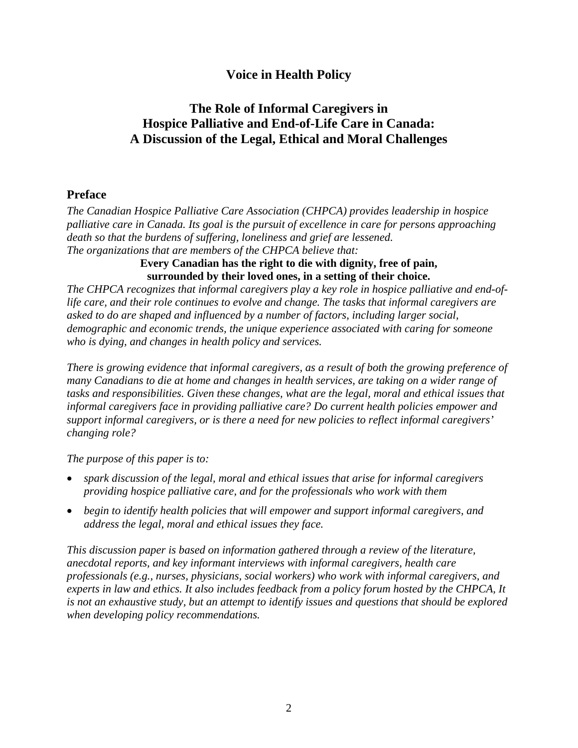# Voice in Health Policy

## The Role of Informal Caregivers in Hospice Palliative and End-of-Life Care in Canada: A Discussion of the Legal, Ethical and Moral Challenges

### Preface

*The Canadian Hospice Palliative Care Association (CHPCA) provides leadership in hospice palliative care in Canada. Its goal is the pursuit of excellence in care for persons approaching death so that the burdens of suffering, loneliness and grief are lessened.*
*The organizations that are members of the CHPCA believe that:*

**Every Canadian has the right to die with dignity, free of pain, surrounded by their loved ones, in a setting of their choice.**

*The CHPCA recognizes that informal caregivers play a key role in hospice palliative and end-of-life care, and their role continues to evolve and change. The tasks that informal caregivers are asked to do are shaped and influenced by a number of factors, including larger social, demographic and economic trends, the unique experience associated with caring for someone who is dying, and changes in health policy and services.*

*There is growing evidence that informal caregivers, as a result of both the growing preference of many Canadians to die at home and changes in health services, are taking on a wider range of tasks and responsibilities. Given these changes, what are the legal, moral and ethical issues that informal caregivers face in providing palliative care? Do current health policies empower and support informal caregivers, or is there a need for new policies to reflect informal caregivers' changing role?*

*The purpose of this paper is to:*

- *spark discussion of the legal, moral and ethical issues that arise for informal caregivers providing hospice palliative care, and for the professionals who work with them*
- *begin to identify health policies that will empower and support informal caregivers, and address the legal, moral and ethical issues they face.*

*This discussion paper is based on information gathered through a review of the literature, anecdotal reports, and key informant interviews with informal caregivers, health care professionals (e.g., nurses, physicians, social workers) who work with informal caregivers, and experts in law and ethics. It also includes feedback from a policy forum hosted by the CHPCA, It is not an exhaustive study, but an attempt to identify issues and questions that should be explored when developing policy recommendations.*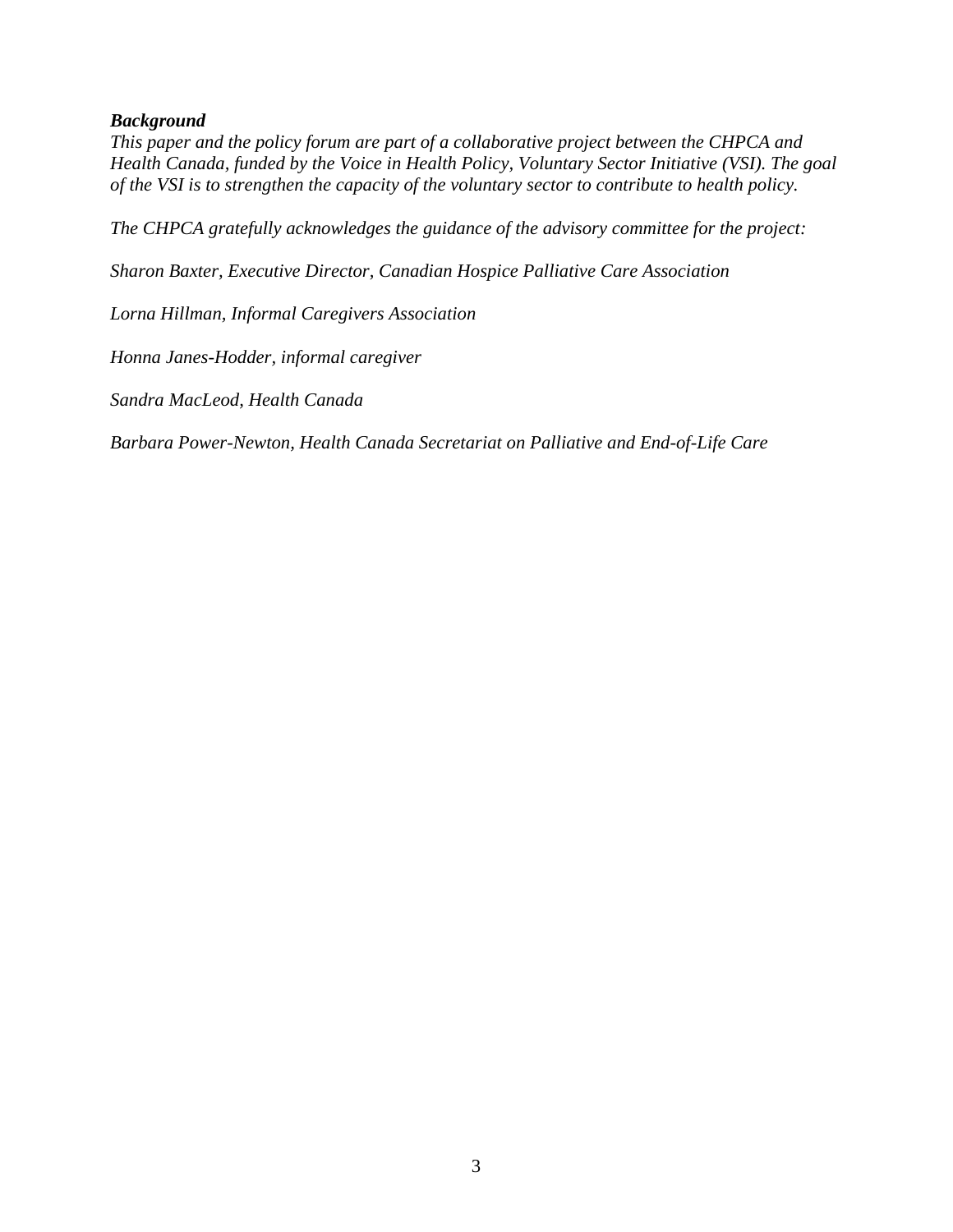***Background***

*This paper and the policy forum are part of a collaborative project between the CHPCA and Health Canada, funded by the Voice in Health Policy, Voluntary Sector Initiative (VSI). The goal of the VSI is to strengthen the capacity of the voluntary sector to contribute to health policy.*

*The CHPCA gratefully acknowledges the guidance of the advisory committee for the project:*

*Sharon Baxter, Executive Director, Canadian Hospice Palliative Care Association*

*Lorna Hillman, Informal Caregivers Association*

*Honna Janes-Hodder, informal caregiver*

*Sandra MacLeod, Health Canada*

*Barbara Power-Newton, Health Canada Secretariat on Palliative and End-of-Life Care*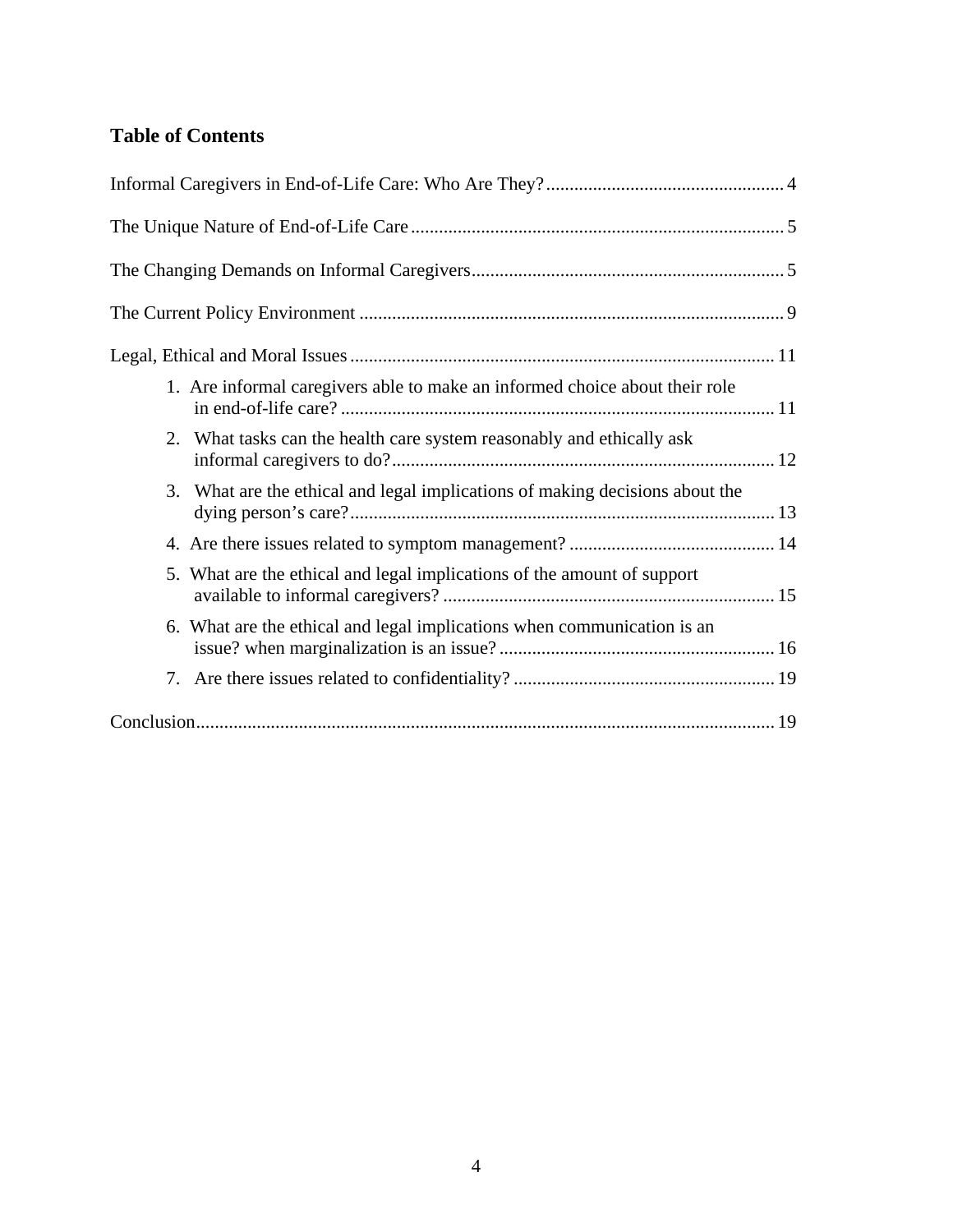## Table of Contents

Informal Caregivers in End-of-Life Care: Who Are They? ..... 4

The Unique Nature of End-of-Life Care ..... 5

The Changing Demands on Informal Caregivers ..... 5

The Current Policy Environment ..... 9

Legal, Ethical and Moral Issues ..... 11

1. Are informal caregivers able to make an informed choice about their role in end-of-life care? ..... 11
2. What tasks can the health care system reasonably and ethically ask informal caregivers to do? ..... 12
3. What are the ethical and legal implications of making decisions about the dying person's care? ..... 13
4. Are there issues related to symptom management? ..... 14
5. What are the ethical and legal implications of the amount of support available to informal caregivers? ..... 15
6. What are the ethical and legal implications when communication is an issue? when marginalization is an issue? ..... 16
7. Are there issues related to confidentiality? ..... 19

Conclusion ..... 19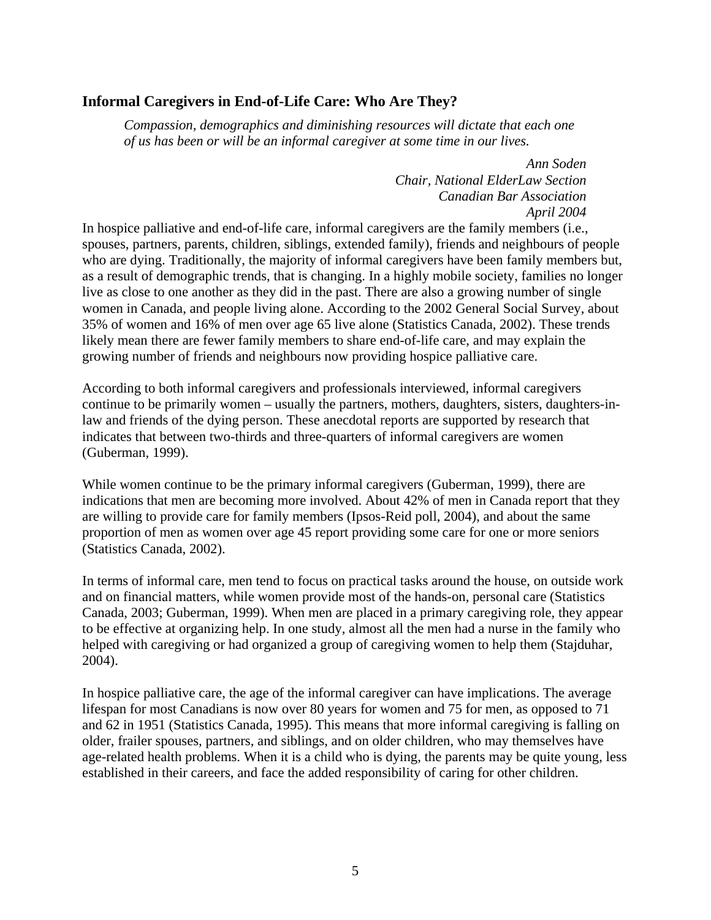## Informal Caregivers in End-of-Life Care: Who Are They?

> *Compassion, demographics and diminishing resources will dictate that each one of us has been or will be an informal caregiver at some time in our lives.*
>
> *Ann Soden*
> *Chair, National ElderLaw Section*
> *Canadian Bar Association*
> *April 2004*

In hospice palliative and end-of-life care, informal caregivers are the family members (i.e., spouses, partners, parents, children, siblings, extended family), friends and neighbours of people who are dying. Traditionally, the majority of informal caregivers have been family members but, as a result of demographic trends, that is changing. In a highly mobile society, families no longer live as close to one another as they did in the past. There are also a growing number of single women in Canada, and people living alone. According to the 2002 General Social Survey, about 35% of women and 16% of men over age 65 live alone (Statistics Canada, 2002). These trends likely mean there are fewer family members to share end-of-life care, and may explain the growing number of friends and neighbours now providing hospice palliative care.

According to both informal caregivers and professionals interviewed, informal caregivers continue to be primarily women – usually the partners, mothers, daughters, sisters, daughters-in-law and friends of the dying person. These anecdotal reports are supported by research that indicates that between two-thirds and three-quarters of informal caregivers are women (Guberman, 1999).

While women continue to be the primary informal caregivers (Guberman, 1999), there are indications that men are becoming more involved. About 42% of men in Canada report that they are willing to provide care for family members (Ipsos-Reid poll, 2004), and about the same proportion of men as women over age 45 report providing some care for one or more seniors (Statistics Canada, 2002).

In terms of informal care, men tend to focus on practical tasks around the house, on outside work and on financial matters, while women provide most of the hands-on, personal care (Statistics Canada, 2003; Guberman, 1999). When men are placed in a primary caregiving role, they appear to be effective at organizing help. In one study, almost all the men had a nurse in the family who helped with caregiving or had organized a group of caregiving women to help them (Stajduhar, 2004).

In hospice palliative care, the age of the informal caregiver can have implications. The average lifespan for most Canadians is now over 80 years for women and 75 for men, as opposed to 71 and 62 in 1951 (Statistics Canada, 1995). This means that more informal caregiving is falling on older, frailer spouses, partners, and siblings, and on older children, who may themselves have age-related health problems. When it is a child who is dying, the parents may be quite young, less established in their careers, and face the added responsibility of caring for other children.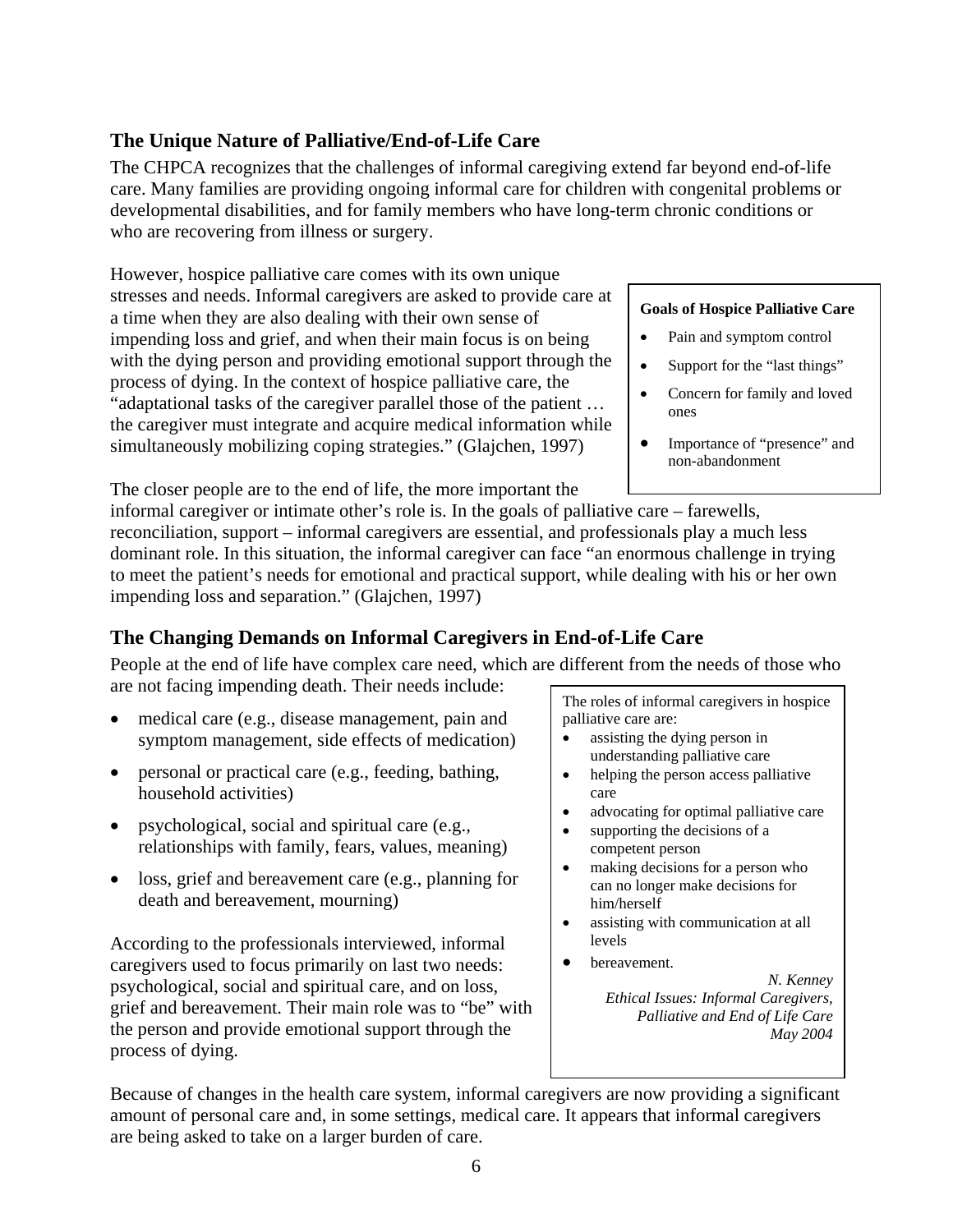## The Unique Nature of Palliative/End-of-Life Care

The CHPCA recognizes that the challenges of informal caregiving extend far beyond end-of-life care. Many families are providing ongoing informal care for children with congenital problems or developmental disabilities, and for family members who have long-term chronic conditions or who are recovering from illness or surgery.

However, hospice palliative care comes with its own unique stresses and needs. Informal caregivers are asked to provide care at a time when they are also dealing with their own sense of impending loss and grief, and when their main focus is on being with the dying person and providing emotional support through the process of dying. In the context of hospice palliative care, the "adaptational tasks of the caregiver parallel those of the patient … the caregiver must integrate and acquire medical information while simultaneously mobilizing coping strategies." (Glajchen, 1997)

> **Goals of Hospice Palliative Care**
>
> - Pain and symptom control
> - Support for the "last things"
> - Concern for family and loved ones
> - Importance of "presence" and non-abandonment

The closer people are to the end of life, the more important the informal caregiver or intimate other's role is. In the goals of palliative care – farewells, reconciliation, support – informal caregivers are essential, and professionals play a much less dominant role. In this situation, the informal caregiver can face "an enormous challenge in trying to meet the patient's needs for emotional and practical support, while dealing with his or her own impending loss and separation." (Glajchen, 1997)

## The Changing Demands on Informal Caregivers in End-of-Life Care

People at the end of life have complex care need, which are different from the needs of those who are not facing impending death. Their needs include:

- medical care (e.g., disease management, pain and symptom management, side effects of medication)
- personal or practical care (e.g., feeding, bathing, household activities)
- psychological, social and spiritual care (e.g., relationships with family, fears, values, meaning)
- loss, grief and bereavement care (e.g., planning for death and bereavement, mourning)

According to the professionals interviewed, informal caregivers used to focus primarily on last two needs: psychological, social and spiritual care, and on loss, grief and bereavement. Their main role was to "be" with the person and provide emotional support through the process of dying.

> The roles of informal caregivers in hospice palliative care are:
>
> - assisting the dying person in understanding palliative care
> - helping the person access palliative care
> - advocating for optimal palliative care
> - supporting the decisions of a competent person
> - making decisions for a person who can no longer make decisions for him/herself
> - assisting with communication at all levels
> - bereavement.
>
> *N. Kenney*
> *Ethical Issues: Informal Caregivers, Palliative and End of Life Care*
> *May 2004*

Because of changes in the health care system, informal caregivers are now providing a significant amount of personal care and, in some settings, medical care. It appears that informal caregivers are being asked to take on a larger burden of care.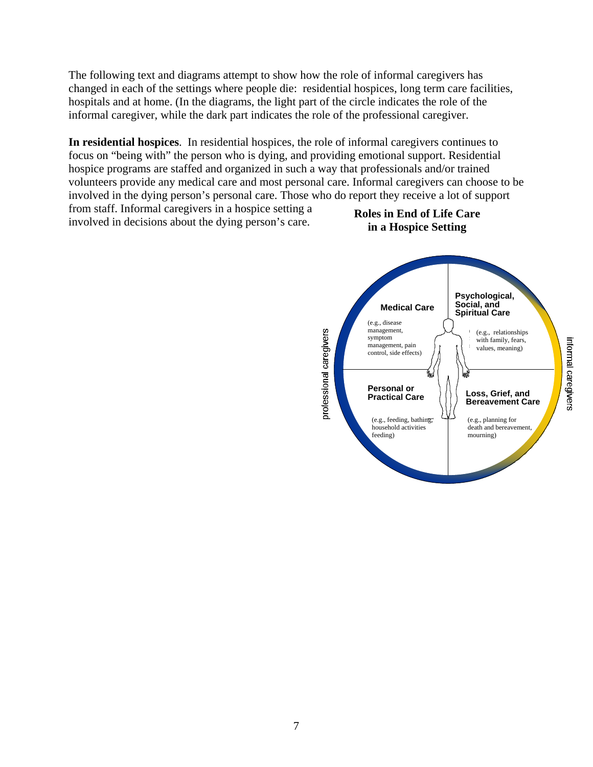The following text and diagrams attempt to show how the role of informal caregivers has changed in each of the settings where people die: residential hospices, long term care facilities, hospitals and at home. (In the diagrams, the light part of the circle indicates the role of the informal caregiver, while the dark part indicates the role of the professional caregiver.

**In residential hospices**. In residential hospices, the role of informal caregivers continues to focus on "being with" the person who is dying, and providing emotional support. Residential hospice programs are staffed and organized in such a way that professionals and/or trained volunteers provide any medical care and most personal care. Informal caregivers can choose to be involved in the dying person's personal care. Those who do report they receive a lot of support from staff. Informal caregivers in a hospice setting a involved in decisions about the dying person's care.

**Roles in End of Life Care in a Hospice Setting**

professional caregivers

**Medical Care**

(e.g., disease management, symptom management, pain control, side effects)

**Psychological, Social, and Spiritual Care**

(e.g., relationships with family, fears, values, meaning)

**Personal or Practical Care**

(e.g., feeding, bathing, household activities feeding)

**Loss, Grief, and Bereavement Care**

(e.g., planning for death and bereavement, mourning)

informal caregivers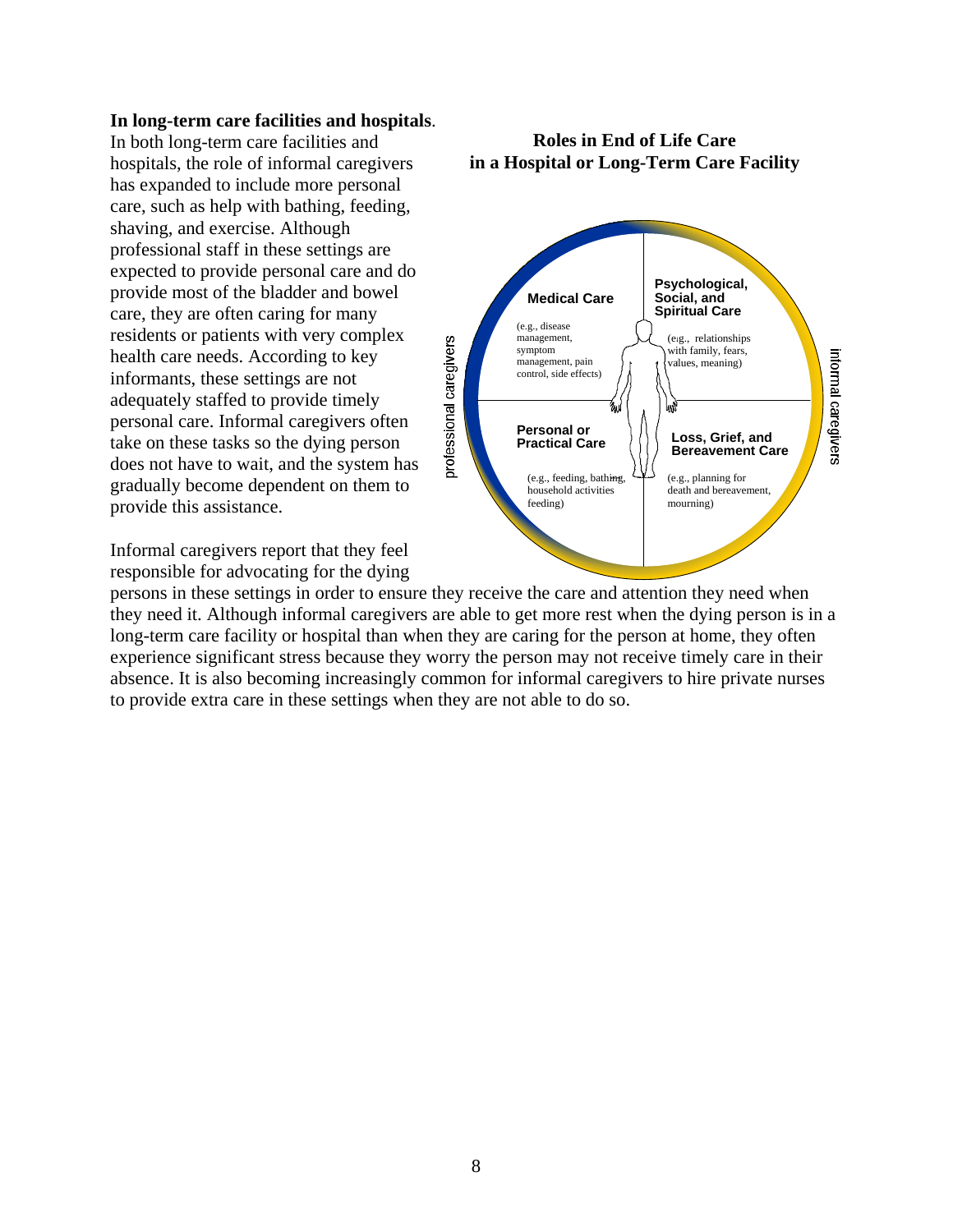**In long-term care facilities and hospitals**. In both long-term care facilities and hospitals, the role of informal caregivers has expanded to include more personal care, such as help with bathing, feeding, shaving, and exercise. Although professional staff in these settings are expected to provide personal care and do provide most of the bladder and bowel care, they are often caring for many residents or patients with very complex health care needs. According to key informants, these settings are not adequately staffed to provide timely personal care. Informal caregivers often take on these tasks so the dying person does not have to wait, and the system has gradually become dependent on them to provide this assistance.

**Roles in End of Life Care in a Hospital or Long-Term Care Facility**

professional caregivers

**Medical Care**

(e.g., disease management, symptom management, pain control, side effects)

**Psychological, Social, and Spiritual Care**

(e.g., relationships with family, fears, values, meaning)

**Personal or Practical Care**

(e.g., feeding, bathing, household activities feeding)

**Loss, Grief, and Bereavement Care**

(e.g., planning for death and bereavement, mourning)

informal caregivers

Informal caregivers report that they feel responsible for advocating for the dying persons in these settings in order to ensure they receive the care and attention they need when they need it. Although informal caregivers are able to get more rest when the dying person is in a long-term care facility or hospital than when they are caring for the person at home, they often experience significant stress because they worry the person may not receive timely care in their absence. It is also becoming increasingly common for informal caregivers to hire private nurses to provide extra care in these settings when they are not able to do so.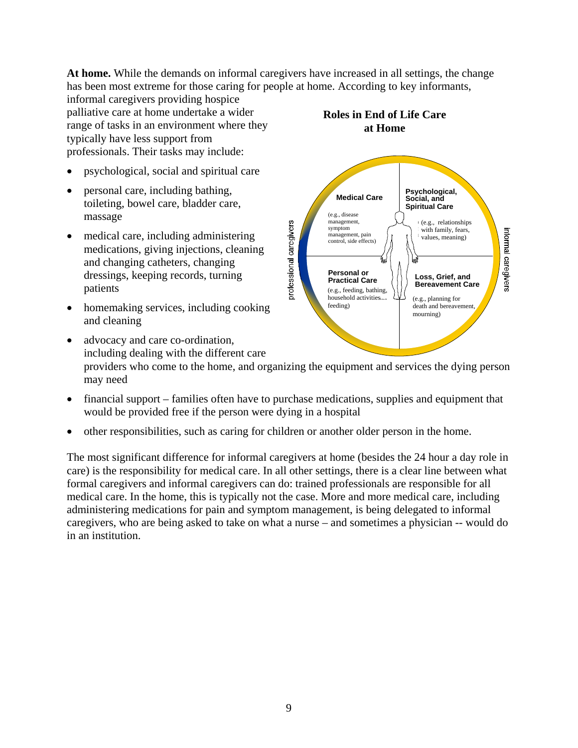**At home.** While the demands on informal caregivers have increased in all settings, the change has been most extreme for those caring for people at home. According to key informants, informal caregivers providing hospice palliative care at home undertake a wider range of tasks in an environment where they typically have less support from professionals. Their tasks may include:

**Roles in End of Life Care at Home**

professional caregivers

**Medical Care**

(e.g., disease management, symptom management, pain control, side effects)

**Psychological, Social, and Spiritual Care**

(e.g., relationships with family, fears, values, meaning)

**Personal or Practical Care**

(e.g., feeding, bathing, household activities..., feeding)

**Loss, Grief, and Bereavement Care**

(e.g., planning for death and bereavement, mourning)

informal caregivers

- psychological, social and spiritual care
- personal care, including bathing, toileting, bowel care, bladder care, massage
- medical care, including administering medications, giving injections, cleaning and changing catheters, changing dressings, keeping records, turning patients
- homemaking services, including cooking and cleaning
- advocacy and care co-ordination, including dealing with the different care providers who come to the home, and organizing the equipment and services the dying person may need
- financial support – families often have to purchase medications, supplies and equipment that would be provided free if the person were dying in a hospital
- other responsibilities, such as caring for children or another older person in the home.

The most significant difference for informal caregivers at home (besides the 24 hour a day role in care) is the responsibility for medical care. In all other settings, there is a clear line between what formal caregivers and informal caregivers can do: trained professionals are responsible for all medical care. In the home, this is typically not the case. More and more medical care, including administering medications for pain and symptom management, is being delegated to informal caregivers, who are being asked to take on what a nurse – and sometimes a physician -- would do in an institution.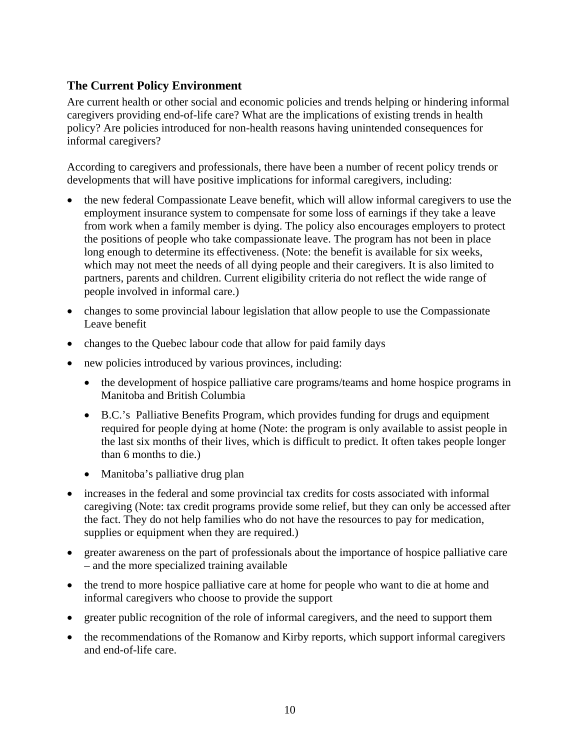## The Current Policy Environment

Are current health or other social and economic policies and trends helping or hindering informal caregivers providing end-of-life care? What are the implications of existing trends in health policy? Are policies introduced for non-health reasons having unintended consequences for informal caregivers?

According to caregivers and professionals, there have been a number of recent policy trends or developments that will have positive implications for informal caregivers, including:

- the new federal Compassionate Leave benefit, which will allow informal caregivers to use the employment insurance system to compensate for some loss of earnings if they take a leave from work when a family member is dying. The policy also encourages employers to protect the positions of people who take compassionate leave. The program has not been in place long enough to determine its effectiveness. (Note: the benefit is available for six weeks, which may not meet the needs of all dying people and their caregivers. It is also limited to partners, parents and children. Current eligibility criteria do not reflect the wide range of people involved in informal care.)
- changes to some provincial labour legislation that allow people to use the Compassionate Leave benefit
- changes to the Quebec labour code that allow for paid family days
- new policies introduced by various provinces, including:
    - the development of hospice palliative care programs/teams and home hospice programs in Manitoba and British Columbia
    - B.C.'s Palliative Benefits Program, which provides funding for drugs and equipment required for people dying at home (Note: the program is only available to assist people in the last six months of their lives, which is difficult to predict. It often takes people longer than 6 months to die.)
    - Manitoba's palliative drug plan
- increases in the federal and some provincial tax credits for costs associated with informal caregiving (Note: tax credit programs provide some relief, but they can only be accessed after the fact. They do not help families who do not have the resources to pay for medication, supplies or equipment when they are required.)
- greater awareness on the part of professionals about the importance of hospice palliative care – and the more specialized training available
- the trend to more hospice palliative care at home for people who want to die at home and informal caregivers who choose to provide the support
- greater public recognition of the role of informal caregivers, and the need to support them
- the recommendations of the Romanow and Kirby reports, which support informal caregivers and end-of-life care.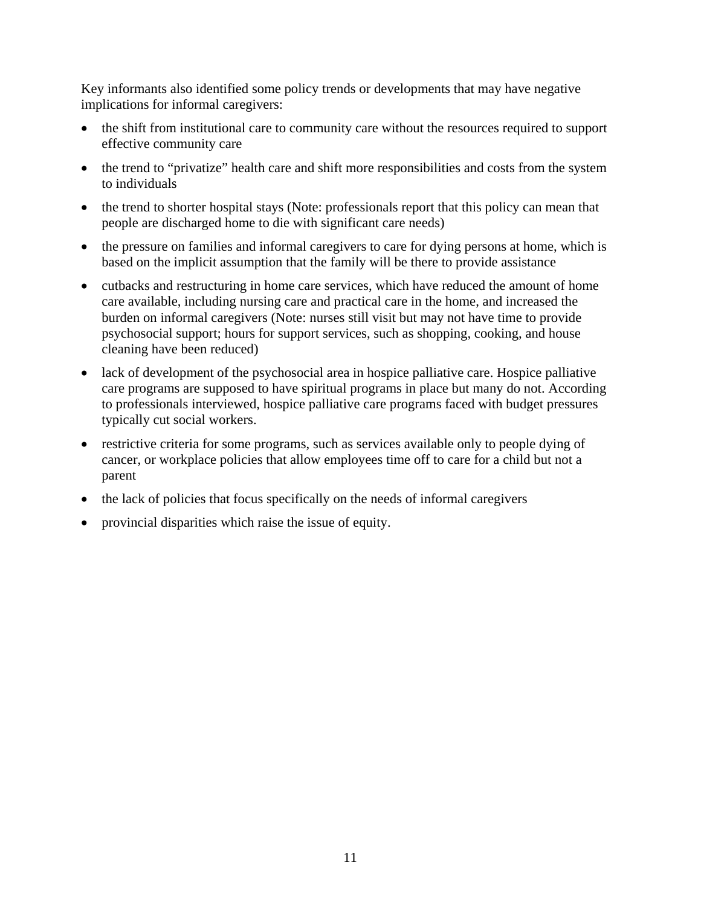Key informants also identified some policy trends or developments that may have negative implications for informal caregivers:

- the shift from institutional care to community care without the resources required to support effective community care
- the trend to "privatize" health care and shift more responsibilities and costs from the system to individuals
- the trend to shorter hospital stays (Note: professionals report that this policy can mean that people are discharged home to die with significant care needs)
- the pressure on families and informal caregivers to care for dying persons at home, which is based on the implicit assumption that the family will be there to provide assistance
- cutbacks and restructuring in home care services, which have reduced the amount of home care available, including nursing care and practical care in the home, and increased the burden on informal caregivers (Note: nurses still visit but may not have time to provide psychosocial support; hours for support services, such as shopping, cooking, and house cleaning have been reduced)
- lack of development of the psychosocial area in hospice palliative care. Hospice palliative care programs are supposed to have spiritual programs in place but many do not. According to professionals interviewed, hospice palliative care programs faced with budget pressures typically cut social workers.
- restrictive criteria for some programs, such as services available only to people dying of cancer, or workplace policies that allow employees time off to care for a child but not a parent
- the lack of policies that focus specifically on the needs of informal caregivers
- provincial disparities which raise the issue of equity.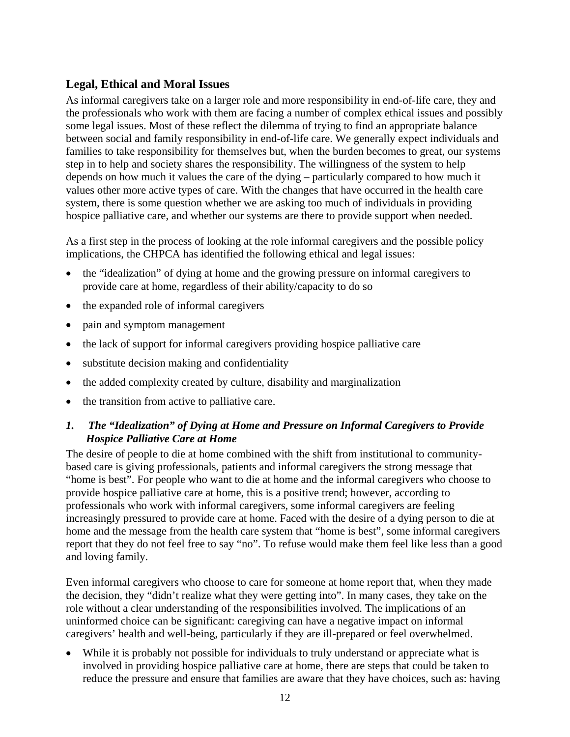## Legal, Ethical and Moral Issues

As informal caregivers take on a larger role and more responsibility in end-of-life care, they and the professionals who work with them are facing a number of complex ethical issues and possibly some legal issues. Most of these reflect the dilemma of trying to find an appropriate balance between social and family responsibility in end-of-life care. We generally expect individuals and families to take responsibility for themselves but, when the burden becomes to great, our systems step in to help and society shares the responsibility. The willingness of the system to help depends on how much it values the care of the dying – particularly compared to how much it values other more active types of care. With the changes that have occurred in the health care system, there is some question whether we are asking too much of individuals in providing hospice palliative care, and whether our systems are there to provide support when needed.

As a first step in the process of looking at the role informal caregivers and the possible policy implications, the CHPCA has identified the following ethical and legal issues:

- the "idealization" of dying at home and the growing pressure on informal caregivers to provide care at home, regardless of their ability/capacity to do so
- the expanded role of informal caregivers
- pain and symptom management
- the lack of support for informal caregivers providing hospice palliative care
- substitute decision making and confidentiality
- the added complexity created by culture, disability and marginalization
- the transition from active to palliative care.

### *1. The "Idealization" of Dying at Home and Pressure on Informal Caregivers to Provide Hospice Palliative Care at Home*

The desire of people to die at home combined with the shift from institutional to community-based care is giving professionals, patients and informal caregivers the strong message that "home is best". For people who want to die at home and the informal caregivers who choose to provide hospice palliative care at home, this is a positive trend; however, according to professionals who work with informal caregivers, some informal caregivers are feeling increasingly pressured to provide care at home. Faced with the desire of a dying person to die at home and the message from the health care system that "home is best", some informal caregivers report that they do not feel free to say "no". To refuse would make them feel like less than a good and loving family.

Even informal caregivers who choose to care for someone at home report that, when they made the decision, they "didn't realize what they were getting into". In many cases, they take on the role without a clear understanding of the responsibilities involved. The implications of an uninformed choice can be significant: caregiving can have a negative impact on informal caregivers' health and well-being, particularly if they are ill-prepared or feel overwhelmed.

- While it is probably not possible for individuals to truly understand or appreciate what is involved in providing hospice palliative care at home, there are steps that could be taken to reduce the pressure and ensure that families are aware that they have choices, such as: having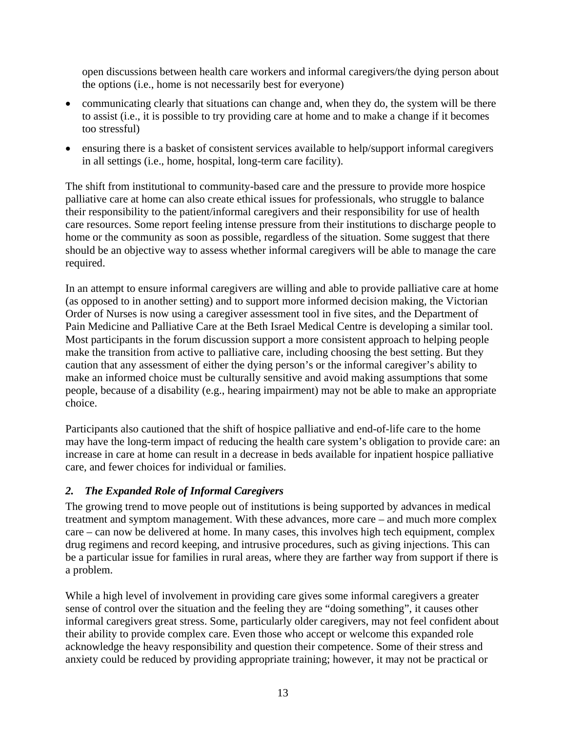open discussions between health care workers and informal caregivers/the dying person about the options (i.e., home is not necessarily best for everyone)

- communicating clearly that situations can change and, when they do, the system will be there to assist (i.e., it is possible to try providing care at home and to make a change if it becomes too stressful)
- ensuring there is a basket of consistent services available to help/support informal caregivers in all settings (i.e., home, hospital, long-term care facility).

The shift from institutional to community-based care and the pressure to provide more hospice palliative care at home can also create ethical issues for professionals, who struggle to balance their responsibility to the patient/informal caregivers and their responsibility for use of health care resources. Some report feeling intense pressure from their institutions to discharge people to home or the community as soon as possible, regardless of the situation. Some suggest that there should be an objective way to assess whether informal caregivers will be able to manage the care required.

In an attempt to ensure informal caregivers are willing and able to provide palliative care at home (as opposed to in another setting) and to support more informed decision making, the Victorian Order of Nurses is now using a caregiver assessment tool in five sites, and the Department of Pain Medicine and Palliative Care at the Beth Israel Medical Centre is developing a similar tool. Most participants in the forum discussion support a more consistent approach to helping people make the transition from active to palliative care, including choosing the best setting. But they caution that any assessment of either the dying person's or the informal caregiver's ability to make an informed choice must be culturally sensitive and avoid making assumptions that some people, because of a disability (e.g., hearing impairment) may not be able to make an appropriate choice.

Participants also cautioned that the shift of hospice palliative and end-of-life care to the home may have the long-term impact of reducing the health care system's obligation to provide care: an increase in care at home can result in a decrease in beds available for inpatient hospice palliative care, and fewer choices for individual or families.

### *2. The Expanded Role of Informal Caregivers*

The growing trend to move people out of institutions is being supported by advances in medical treatment and symptom management. With these advances, more care – and much more complex care – can now be delivered at home. In many cases, this involves high tech equipment, complex drug regimens and record keeping, and intrusive procedures, such as giving injections. This can be a particular issue for families in rural areas, where they are farther way from support if there is a problem.

While a high level of involvement in providing care gives some informal caregivers a greater sense of control over the situation and the feeling they are "doing something", it causes other informal caregivers great stress. Some, particularly older caregivers, may not feel confident about their ability to provide complex care. Even those who accept or welcome this expanded role acknowledge the heavy responsibility and question their competence. Some of their stress and anxiety could be reduced by providing appropriate training; however, it may not be practical or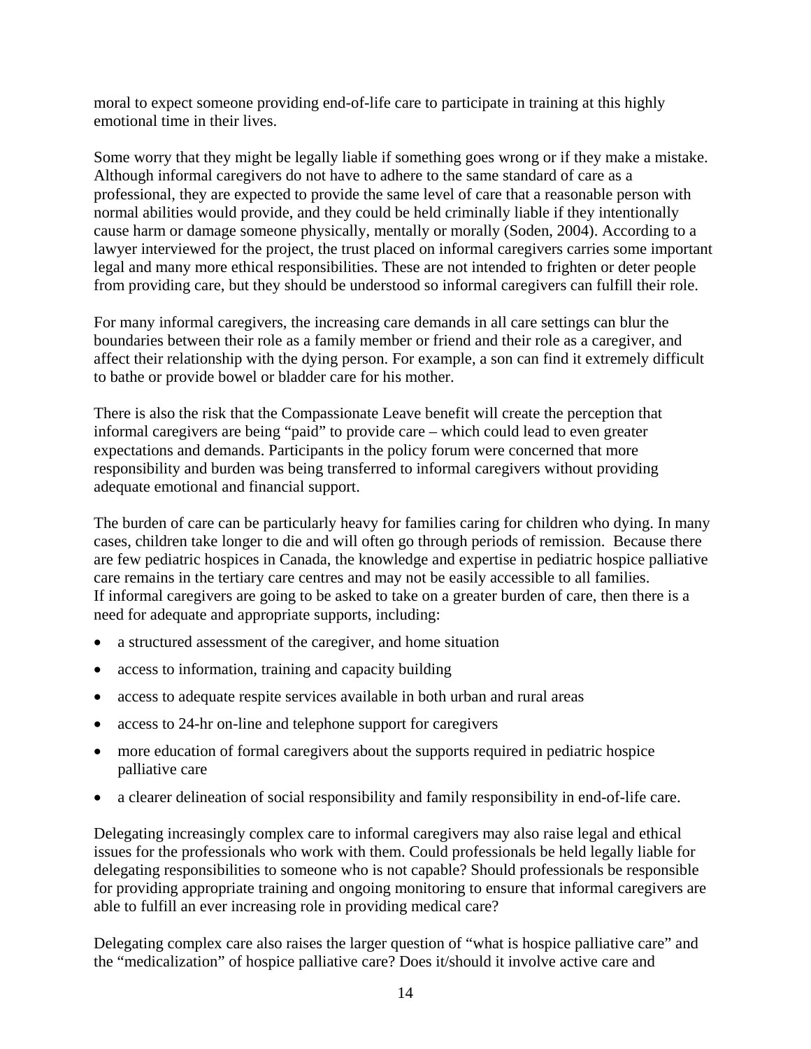moral to expect someone providing end-of-life care to participate in training at this highly emotional time in their lives.

Some worry that they might be legally liable if something goes wrong or if they make a mistake. Although informal caregivers do not have to adhere to the same standard of care as a professional, they are expected to provide the same level of care that a reasonable person with normal abilities would provide, and they could be held criminally liable if they intentionally cause harm or damage someone physically, mentally or morally (Soden, 2004). According to a lawyer interviewed for the project, the trust placed on informal caregivers carries some important legal and many more ethical responsibilities. These are not intended to frighten or deter people from providing care, but they should be understood so informal caregivers can fulfill their role.

For many informal caregivers, the increasing care demands in all care settings can blur the boundaries between their role as a family member or friend and their role as a caregiver, and affect their relationship with the dying person. For example, a son can find it extremely difficult to bathe or provide bowel or bladder care for his mother.

There is also the risk that the Compassionate Leave benefit will create the perception that informal caregivers are being "paid" to provide care – which could lead to even greater expectations and demands. Participants in the policy forum were concerned that more responsibility and burden was being transferred to informal caregivers without providing adequate emotional and financial support.

The burden of care can be particularly heavy for families caring for children who dying. In many cases, children take longer to die and will often go through periods of remission. Because there are few pediatric hospices in Canada, the knowledge and expertise in pediatric hospice palliative care remains in the tertiary care centres and may not be easily accessible to all families. If informal caregivers are going to be asked to take on a greater burden of care, then there is a need for adequate and appropriate supports, including:

- a structured assessment of the caregiver, and home situation
- access to information, training and capacity building
- access to adequate respite services available in both urban and rural areas
- access to 24-hr on-line and telephone support for caregivers
- more education of formal caregivers about the supports required in pediatric hospice palliative care
- a clearer delineation of social responsibility and family responsibility in end-of-life care.

Delegating increasingly complex care to informal caregivers may also raise legal and ethical issues for the professionals who work with them. Could professionals be held legally liable for delegating responsibilities to someone who is not capable? Should professionals be responsible for providing appropriate training and ongoing monitoring to ensure that informal caregivers are able to fulfill an ever increasing role in providing medical care?

Delegating complex care also raises the larger question of "what is hospice palliative care" and the "medicalization" of hospice palliative care? Does it/should it involve active care and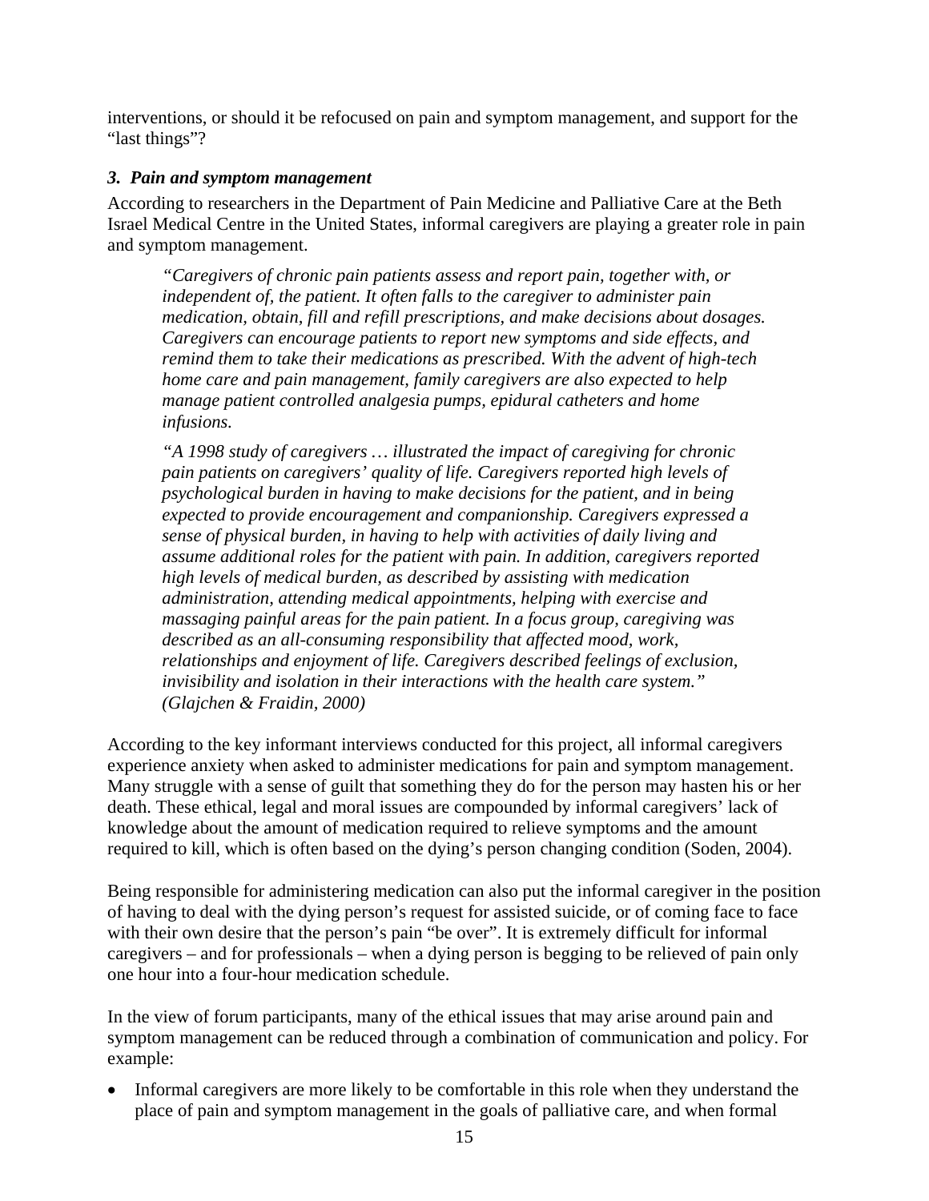interventions, or should it be refocused on pain and symptom management, and support for the "last things"?

### *3. Pain and symptom management*

According to researchers in the Department of Pain Medicine and Palliative Care at the Beth Israel Medical Centre in the United States, informal caregivers are playing a greater role in pain and symptom management.

> *"Caregivers of chronic pain patients assess and report pain, together with, or independent of, the patient. It often falls to the caregiver to administer pain medication, obtain, fill and refill prescriptions, and make decisions about dosages. Caregivers can encourage patients to report new symptoms and side effects, and remind them to take their medications as prescribed. With the advent of high-tech home care and pain management, family caregivers are also expected to help manage patient controlled analgesia pumps, epidural catheters and home infusions.*
>
> *"A 1998 study of caregivers … illustrated the impact of caregiving for chronic pain patients on caregivers' quality of life. Caregivers reported high levels of psychological burden in having to make decisions for the patient, and in being expected to provide encouragement and companionship. Caregivers expressed a sense of physical burden, in having to help with activities of daily living and assume additional roles for the patient with pain. In addition, caregivers reported high levels of medical burden, as described by assisting with medication administration, attending medical appointments, helping with exercise and massaging painful areas for the pain patient. In a focus group, caregiving was described as an all-consuming responsibility that affected mood, work, relationships and enjoyment of life. Caregivers described feelings of exclusion, invisibility and isolation in their interactions with the health care system." (Glajchen & Fraidin, 2000)*

According to the key informant interviews conducted for this project, all informal caregivers experience anxiety when asked to administer medications for pain and symptom management. Many struggle with a sense of guilt that something they do for the person may hasten his or her death. These ethical, legal and moral issues are compounded by informal caregivers' lack of knowledge about the amount of medication required to relieve symptoms and the amount required to kill, which is often based on the dying's person changing condition (Soden, 2004).

Being responsible for administering medication can also put the informal caregiver in the position of having to deal with the dying person's request for assisted suicide, or of coming face to face with their own desire that the person's pain "be over". It is extremely difficult for informal caregivers – and for professionals – when a dying person is begging to be relieved of pain only one hour into a four-hour medication schedule.

In the view of forum participants, many of the ethical issues that may arise around pain and symptom management can be reduced through a combination of communication and policy. For example:

- Informal caregivers are more likely to be comfortable in this role when they understand the place of pain and symptom management in the goals of palliative care, and when formal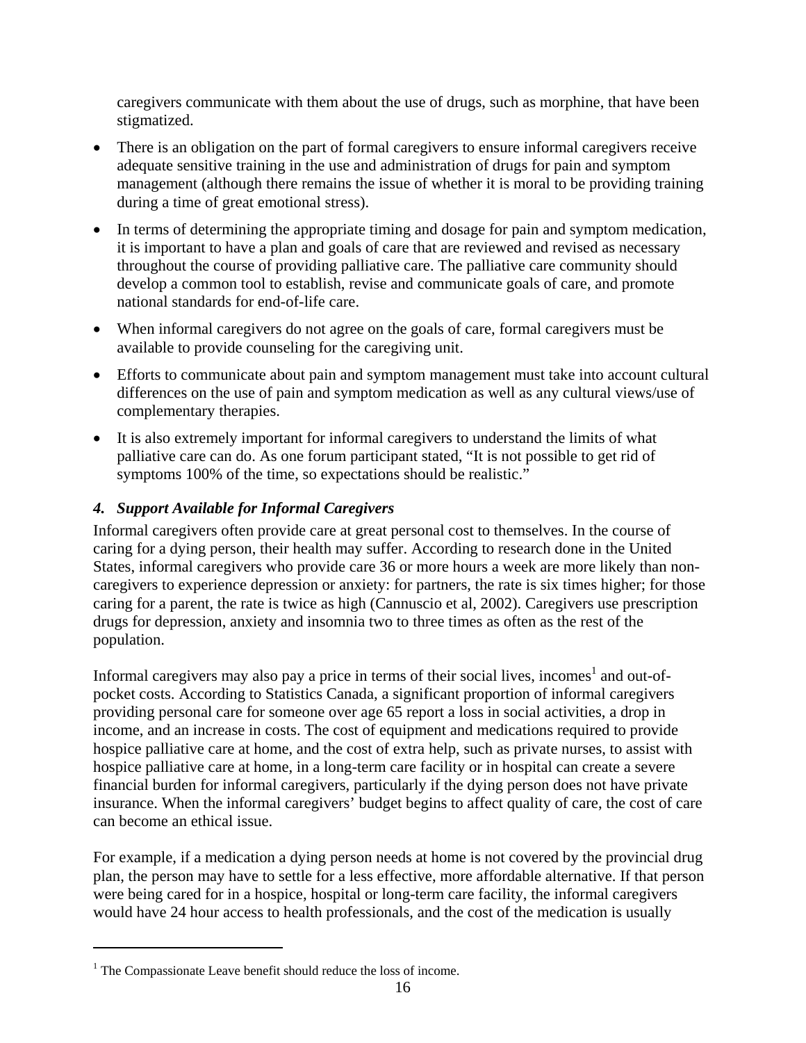caregivers communicate with them about the use of drugs, such as morphine, that have been stigmatized.

- There is an obligation on the part of formal caregivers to ensure informal caregivers receive adequate sensitive training in the use and administration of drugs for pain and symptom management (although there remains the issue of whether it is moral to be providing training during a time of great emotional stress).
- In terms of determining the appropriate timing and dosage for pain and symptom medication, it is important to have a plan and goals of care that are reviewed and revised as necessary throughout the course of providing palliative care. The palliative care community should develop a common tool to establish, revise and communicate goals of care, and promote national standards for end-of-life care.
- When informal caregivers do not agree on the goals of care, formal caregivers must be available to provide counseling for the caregiving unit.
- Efforts to communicate about pain and symptom management must take into account cultural differences on the use of pain and symptom medication as well as any cultural views/use of complementary therapies.
- It is also extremely important for informal caregivers to understand the limits of what palliative care can do. As one forum participant stated, "It is not possible to get rid of symptoms 100% of the time, so expectations should be realistic."

### *4. Support Available for Informal Caregivers*

Informal caregivers often provide care at great personal cost to themselves. In the course of caring for a dying person, their health may suffer. According to research done in the United States, informal caregivers who provide care 36 or more hours a week are more likely than non-caregivers to experience depression or anxiety: for partners, the rate is six times higher; for those caring for a parent, the rate is twice as high (Cannuscio et al, 2002). Caregivers use prescription drugs for depression, anxiety and insomnia two to three times as often as the rest of the population.

Informal caregivers may also pay a price in terms of their social lives, incomes[1] and out-of-pocket costs. According to Statistics Canada, a significant proportion of informal caregivers providing personal care for someone over age 65 report a loss in social activities, a drop in income, and an increase in costs. The cost of equipment and medications required to provide hospice palliative care at home, and the cost of extra help, such as private nurses, to assist with hospice palliative care at home, in a long-term care facility or in hospital can create a severe financial burden for informal caregivers, particularly if the dying person does not have private insurance. When the informal caregivers' budget begins to affect quality of care, the cost of care can become an ethical issue.

For example, if a medication a dying person needs at home is not covered by the provincial drug plan, the person may have to settle for a less effective, more affordable alternative. If that person were being cared for in a hospice, hospital or long-term care facility, the informal caregivers would have 24 hour access to health professionals, and the cost of the medication is usually

[1] The Compassionate Leave benefit should reduce the loss of income.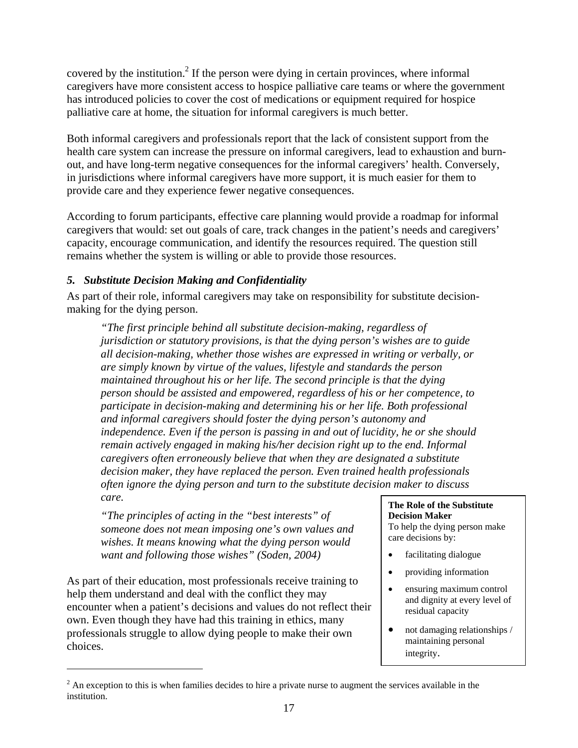covered by the institution.[2] If the person were dying in certain provinces, where informal caregivers have more consistent access to hospice palliative care teams or where the government has introduced policies to cover the cost of medications or equipment required for hospice palliative care at home, the situation for informal caregivers is much better.

Both informal caregivers and professionals report that the lack of consistent support from the health care system can increase the pressure on informal caregivers, lead to exhaustion and burn-out, and have long-term negative consequences for the informal caregivers' health. Conversely, in jurisdictions where informal caregivers have more support, it is much easier for them to provide care and they experience fewer negative consequences.

According to forum participants, effective care planning would provide a roadmap for informal caregivers that would: set out goals of care, track changes in the patient's needs and caregivers' capacity, encourage communication, and identify the resources required. The question still remains whether the system is willing or able to provide those resources.

### *5. Substitute Decision Making and Confidentiality*

As part of their role, informal caregivers may take on responsibility for substitute decision-making for the dying person.

> *"The first principle behind all substitute decision-making, regardless of jurisdiction or statutory provisions, is that the dying person's wishes are to guide all decision-making, whether those wishes are expressed in writing or verbally, or are simply known by virtue of the values, lifestyle and standards the person maintained throughout his or her life. The second principle is that the dying person should be assisted and empowered, regardless of his or her competence, to participate in decision-making and determining his or her life. Both professional and informal caregivers should foster the dying person's autonomy and independence. Even if the person is passing in and out of lucidity, he or she should remain actively engaged in making his/her decision right up to the end. Informal caregivers often erroneously believe that when they are designated a substitute decision maker, they have replaced the person. Even trained health professionals often ignore the dying person and turn to the substitute decision maker to discuss care.*
>
> *"The principles of acting in the "best interests" of someone does not mean imposing one's own values and wishes. It means knowing what the dying person would want and following those wishes" (Soden, 2004)*

As part of their education, most professionals receive training to help them understand and deal with the conflict they may encounter when a patient's decisions and values do not reflect their own. Even though they have had this training in ethics, many professionals struggle to allow dying people to make their own choices.

> **The Role of the Substitute Decision Maker**
> To help the dying person make care decisions by:
>
> - facilitating dialogue
> - providing information
> - ensuring maximum control and dignity at every level of residual capacity
> - not damaging relationships / maintaining personal integrity.

[2] An exception to this is when families decides to hire a private nurse to augment the services available in the institution.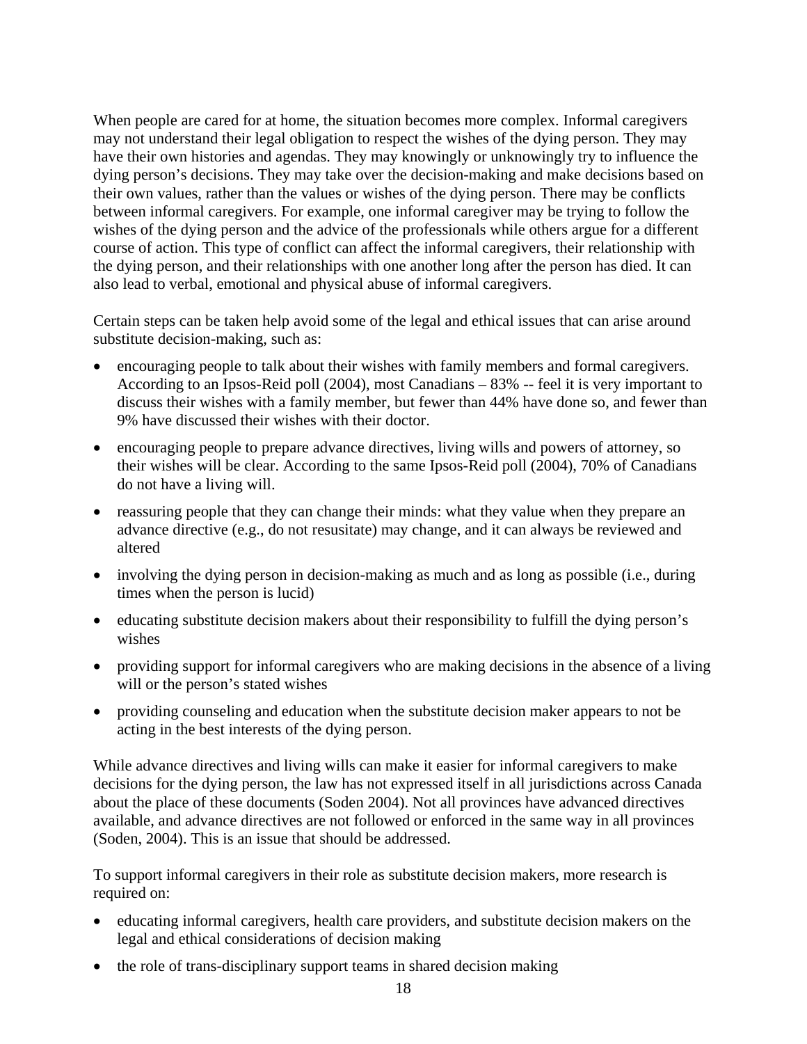When people are cared for at home, the situation becomes more complex. Informal caregivers may not understand their legal obligation to respect the wishes of the dying person. They may have their own histories and agendas. They may knowingly or unknowingly try to influence the dying person's decisions. They may take over the decision-making and make decisions based on their own values, rather than the values or wishes of the dying person. There may be conflicts between informal caregivers. For example, one informal caregiver may be trying to follow the wishes of the dying person and the advice of the professionals while others argue for a different course of action. This type of conflict can affect the informal caregivers, their relationship with the dying person, and their relationships with one another long after the person has died. It can also lead to verbal, emotional and physical abuse of informal caregivers.

Certain steps can be taken help avoid some of the legal and ethical issues that can arise around substitute decision-making, such as:

- encouraging people to talk about their wishes with family members and formal caregivers. According to an Ipsos-Reid poll (2004), most Canadians – 83% -- feel it is very important to discuss their wishes with a family member, but fewer than 44% have done so, and fewer than 9% have discussed their wishes with their doctor.
- encouraging people to prepare advance directives, living wills and powers of attorney, so their wishes will be clear. According to the same Ipsos-Reid poll (2004), 70% of Canadians do not have a living will.
- reassuring people that they can change their minds: what they value when they prepare an advance directive (e.g., do not resusitate) may change, and it can always be reviewed and altered
- involving the dying person in decision-making as much and as long as possible (i.e., during times when the person is lucid)
- educating substitute decision makers about their responsibility to fulfill the dying person's wishes
- providing support for informal caregivers who are making decisions in the absence of a living will or the person's stated wishes
- providing counseling and education when the substitute decision maker appears to not be acting in the best interests of the dying person.

While advance directives and living wills can make it easier for informal caregivers to make decisions for the dying person, the law has not expressed itself in all jurisdictions across Canada about the place of these documents (Soden 2004). Not all provinces have advanced directives available, and advance directives are not followed or enforced in the same way in all provinces (Soden, 2004). This is an issue that should be addressed.

To support informal caregivers in their role as substitute decision makers, more research is required on:

- educating informal caregivers, health care providers, and substitute decision makers on the legal and ethical considerations of decision making
- the role of trans-disciplinary support teams in shared decision making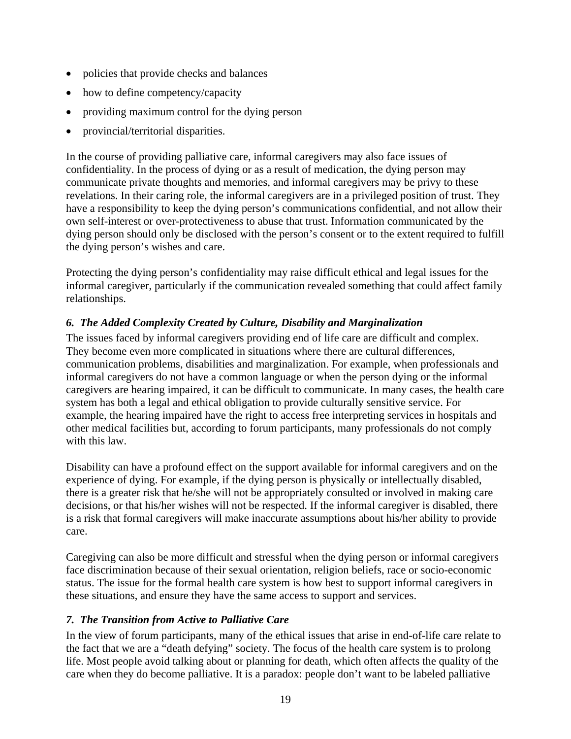- policies that provide checks and balances
- how to define competency/capacity
- providing maximum control for the dying person
- provincial/territorial disparities.

In the course of providing palliative care, informal caregivers may also face issues of confidentiality. In the process of dying or as a result of medication, the dying person may communicate private thoughts and memories, and informal caregivers may be privy to these revelations. In their caring role, the informal caregivers are in a privileged position of trust. They have a responsibility to keep the dying person's communications confidential, and not allow their own self-interest or over-protectiveness to abuse that trust. Information communicated by the dying person should only be disclosed with the person's consent or to the extent required to fulfill the dying person's wishes and care.

Protecting the dying person's confidentiality may raise difficult ethical and legal issues for the informal caregiver, particularly if the communication revealed something that could affect family relationships.

### *6. The Added Complexity Created by Culture, Disability and Marginalization*

The issues faced by informal caregivers providing end of life care are difficult and complex. They become even more complicated in situations where there are cultural differences, communication problems, disabilities and marginalization. For example, when professionals and informal caregivers do not have a common language or when the person dying or the informal caregivers are hearing impaired, it can be difficult to communicate. In many cases, the health care system has both a legal and ethical obligation to provide culturally sensitive service. For example, the hearing impaired have the right to access free interpreting services in hospitals and other medical facilities but, according to forum participants, many professionals do not comply with this law.

Disability can have a profound effect on the support available for informal caregivers and on the experience of dying. For example, if the dying person is physically or intellectually disabled, there is a greater risk that he/she will not be appropriately consulted or involved in making care decisions, or that his/her wishes will not be respected. If the informal caregiver is disabled, there is a risk that formal caregivers will make inaccurate assumptions about his/her ability to provide care.

Caregiving can also be more difficult and stressful when the dying person or informal caregivers face discrimination because of their sexual orientation, religion beliefs, race or socio-economic status. The issue for the formal health care system is how best to support informal caregivers in these situations, and ensure they have the same access to support and services.

### *7. The Transition from Active to Palliative Care*

In the view of forum participants, many of the ethical issues that arise in end-of-life care relate to the fact that we are a "death defying" society. The focus of the health care system is to prolong life. Most people avoid talking about or planning for death, which often affects the quality of the care when they do become palliative. It is a paradox: people don't want to be labeled palliative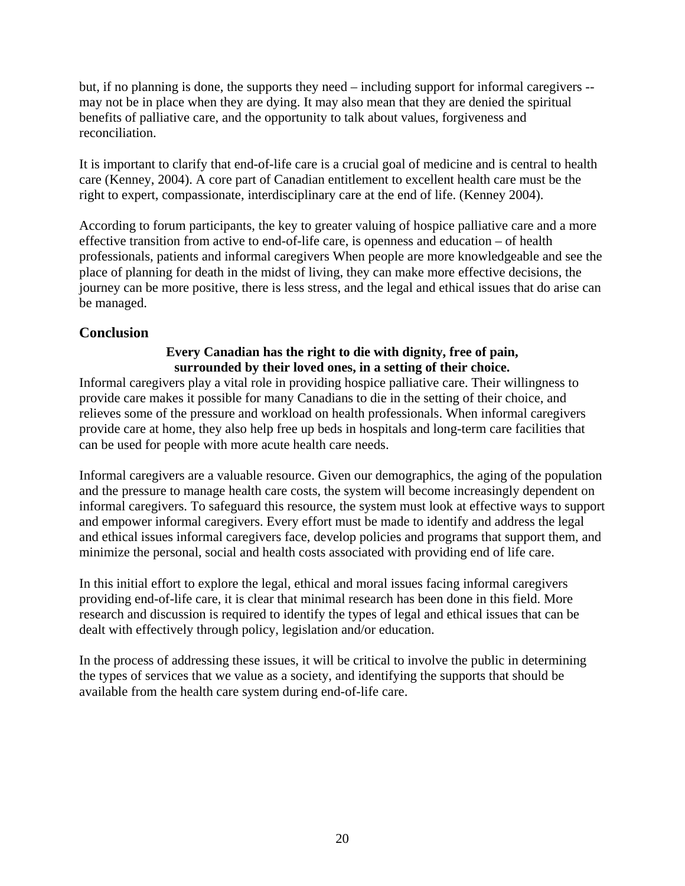but, if no planning is done, the supports they need – including support for informal caregivers -- may not be in place when they are dying. It may also mean that they are denied the spiritual benefits of palliative care, and the opportunity to talk about values, forgiveness and reconciliation.

It is important to clarify that end-of-life care is a crucial goal of medicine and is central to health care (Kenney, 2004). A core part of Canadian entitlement to excellent health care must be the right to expert, compassionate, interdisciplinary care at the end of life. (Kenney 2004).

According to forum participants, the key to greater valuing of hospice palliative care and a more effective transition from active to end-of-life care, is openness and education – of health professionals, patients and informal caregivers When people are more knowledgeable and see the place of planning for death in the midst of living, they can make more effective decisions, the journey can be more positive, there is less stress, and the legal and ethical issues that do arise can be managed.

## Conclusion

**Every Canadian has the right to die with dignity, free of pain, surrounded by their loved ones, in a setting of their choice.**

Informal caregivers play a vital role in providing hospice palliative care. Their willingness to provide care makes it possible for many Canadians to die in the setting of their choice, and relieves some of the pressure and workload on health professionals. When informal caregivers provide care at home, they also help free up beds in hospitals and long-term care facilities that can be used for people with more acute health care needs.

Informal caregivers are a valuable resource. Given our demographics, the aging of the population and the pressure to manage health care costs, the system will become increasingly dependent on informal caregivers. To safeguard this resource, the system must look at effective ways to support and empower informal caregivers. Every effort must be made to identify and address the legal and ethical issues informal caregivers face, develop policies and programs that support them, and minimize the personal, social and health costs associated with providing end of life care.

In this initial effort to explore the legal, ethical and moral issues facing informal caregivers providing end-of-life care, it is clear that minimal research has been done in this field. More research and discussion is required to identify the types of legal and ethical issues that can be dealt with effectively through policy, legislation and/or education.

In the process of addressing these issues, it will be critical to involve the public in determining the types of services that we value as a society, and identifying the supports that should be available from the health care system during end-of-life care.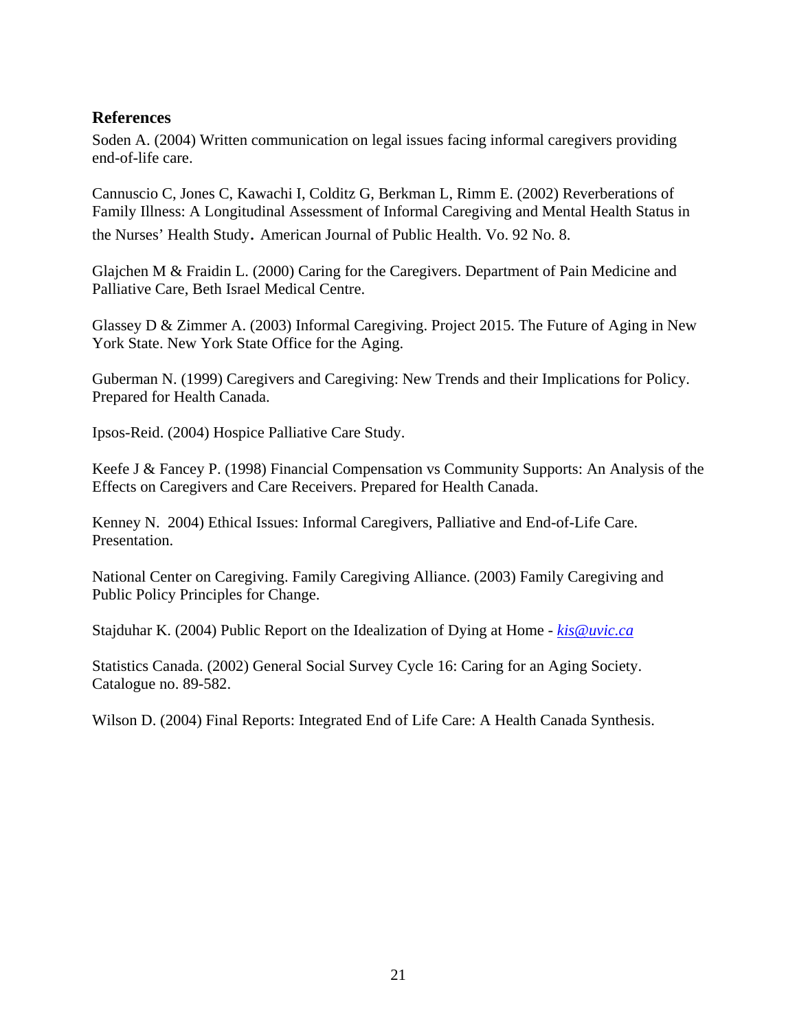## References

Soden A. (2004) Written communication on legal issues facing informal caregivers providing end-of-life care.

Cannuscio C, Jones C, Kawachi I, Colditz G, Berkman L, Rimm E. (2002) Reverberations of Family Illness: A Longitudinal Assessment of Informal Caregiving and Mental Health Status in the Nurses' Health Study. American Journal of Public Health. Vo. 92 No. 8.

Glajchen M & Fraidin L. (2000) Caring for the Caregivers. Department of Pain Medicine and Palliative Care, Beth Israel Medical Centre.

Glassey D & Zimmer A. (2003) Informal Caregiving. Project 2015. The Future of Aging in New York State. New York State Office for the Aging.

Guberman N. (1999) Caregivers and Caregiving: New Trends and their Implications for Policy. Prepared for Health Canada.

Ipsos-Reid. (2004) Hospice Palliative Care Study.

Keefe J & Fancey P. (1998) Financial Compensation vs Community Supports: An Analysis of the Effects on Caregivers and Care Receivers. Prepared for Health Canada.

Kenney N. 2004) Ethical Issues: Informal Caregivers, Palliative and End-of-Life Care. Presentation.

National Center on Caregiving. Family Caregiving Alliance. (2003) Family Caregiving and Public Policy Principles for Change.

Stajduhar K. (2004) Public Report on the Idealization of Dying at Home - *kis@uvic.ca*

Statistics Canada. (2002) General Social Survey Cycle 16: Caring for an Aging Society. Catalogue no. 89-582.

Wilson D. (2004) Final Reports: Integrated End of Life Care: A Health Canada Synthesis.